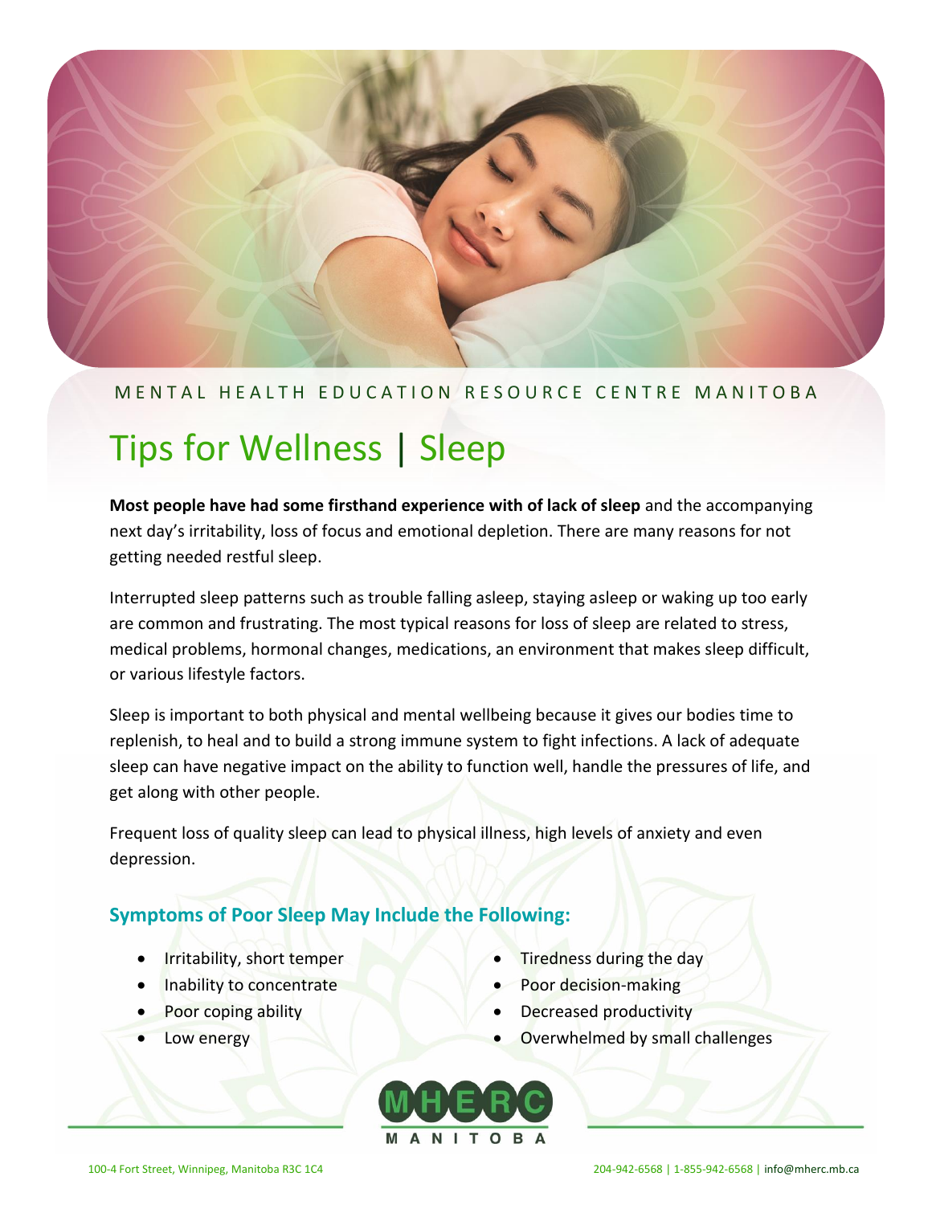MENTAL HEALTH EDUCATION RESOURCE CENTRE MANITOBA

# Tips for Wellness | Sleep

**Most people have had some firsthand experience with of lack of sleep** and the accompanying next day's irritability, loss of focus and emotional depletion. There are many reasons for not getting needed restful sleep.

Interrupted sleep patterns such as trouble falling asleep, staying asleep or waking up too early are common and frustrating. The most typical reasons for loss of sleep are related to stress, medical problems, hormonal changes, medications, an environment that makes sleep difficult, or various lifestyle factors.

Sleep is important to both physical and mental wellbeing because it gives our bodies time to replenish, to heal and to build a strong immune system to fight infections. A lack of adequate sleep can have negative impact on the ability to function well, handle the pressures of life, and get along with other people.

Frequent loss of quality sleep can lead to physical illness, high levels of anxiety and even depression.

### Symptoms of Poor Sleep May Include the Following:

- Irritability, short temper
- Inability to concentrate
- Poor coping ability
- Low energy
- Tiredness during the day
- Poor decision-making
- Decreased productivity
- Overwhelmed by small challenges

MHERC MANITOBA

100-4 Fort Street, Winnipeg, Manitoba R3C 1C4 204-942-6568 | 1-855-942-6568 | info@mherc.mb.ca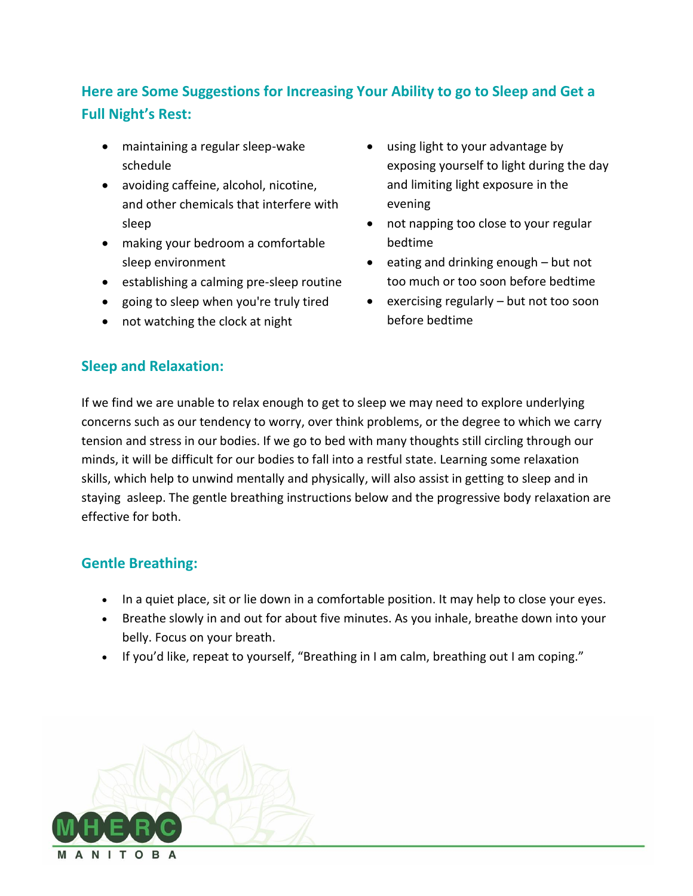## Here are Some Suggestions for Increasing Your Ability to go to Sleep and Get a Full Night's Rest:

- maintaining a regular sleep-wake schedule
- avoiding caffeine, alcohol, nicotine, and other chemicals that interfere with sleep
- making your bedroom a comfortable sleep environment
- establishing a calming pre-sleep routine
- going to sleep when you're truly tired
- not watching the clock at night
- using light to your advantage by exposing yourself to light during the day and limiting light exposure in the evening
- not napping too close to your regular bedtime
- eating and drinking enough – but not too much or too soon before bedtime
- exercising regularly – but not too soon before bedtime

## Sleep and Relaxation:

If we find we are unable to relax enough to get to sleep we may need to explore underlying concerns such as our tendency to worry, over think problems, or the degree to which we carry tension and stress in our bodies. If we go to bed with many thoughts still circling through our minds, it will be difficult for our bodies to fall into a restful state. Learning some relaxation skills, which help to unwind mentally and physically, will also assist in getting to sleep and in staying asleep. The gentle breathing instructions below and the progressive body relaxation are effective for both.

## Gentle Breathing:

- In a quiet place, sit or lie down in a comfortable position. It may help to close your eyes.
- Breathe slowly in and out for about five minutes. As you inhale, breathe down into your belly. Focus on your breath.
- If you'd like, repeat to yourself, "Breathing in I am calm, breathing out I am coping."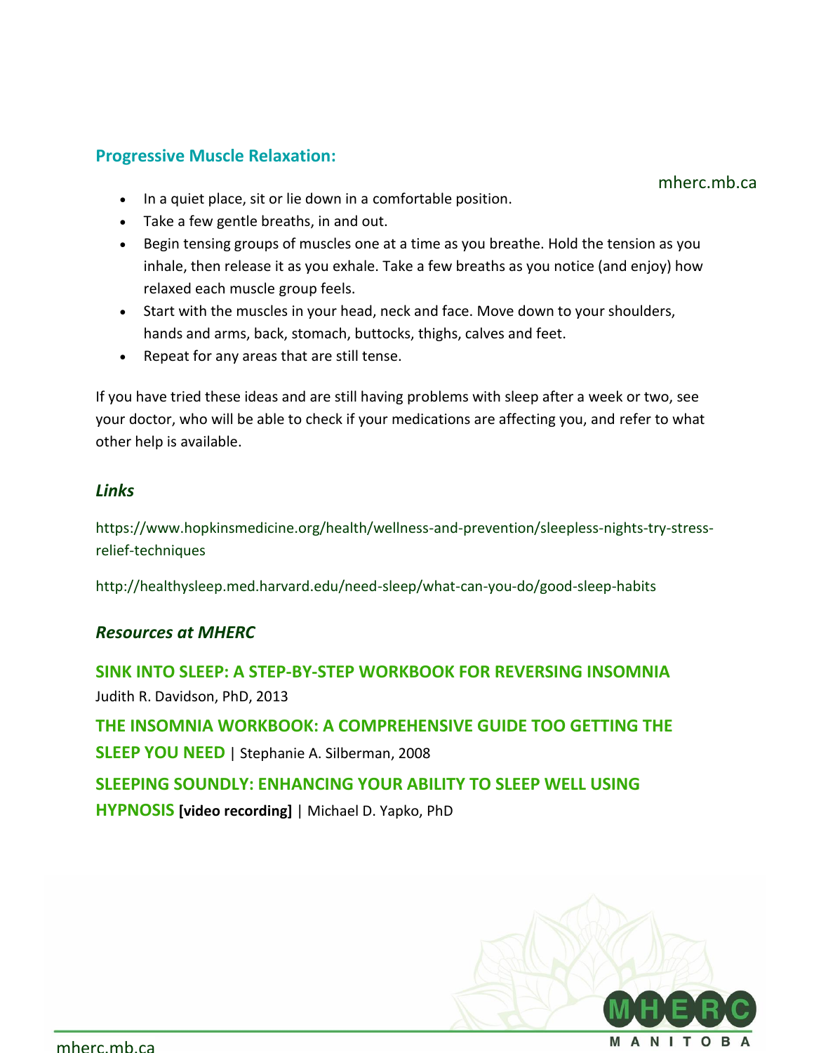### Progressive Muscle Relaxation:

- In a quiet place, sit or lie down in a comfortable position.
- Take a few gentle breaths, in and out.
- Begin tensing groups of muscles one at a time as you breathe. Hold the tension as you inhale, then release it as you exhale. Take a few breaths as you notice (and enjoy) how relaxed each muscle group feels.
- Start with the muscles in your head, neck and face. Move down to your shoulders, hands and arms, back, stomach, buttocks, thighs, calves and feet.
- Repeat for any areas that are still tense.

If you have tried these ideas and are still having problems with sleep after a week or two, see your doctor, who will be able to check if your medications are affecting you, and refer to what other help is available.

### *Links*

https://www.hopkinsmedicine.org/health/wellness-and-prevention/sleepless-nights-try-stress-relief-techniques

http://healthysleep.med.harvard.edu/need-sleep/what-can-you-do/good-sleep-habits

### *Resources at MHERC*

**SINK INTO SLEEP: A STEP-BY-STEP WORKBOOK FOR REVERSING INSOMNIA**
Judith R. Davidson, PhD, 2013

**THE INSOMNIA WORKBOOK: A COMPREHENSIVE GUIDE TOO GETTING THE SLEEP YOU NEED** | Stephanie A. Silberman, 2008

**SLEEPING SOUNDLY: ENHANCING YOUR ABILITY TO SLEEP WELL USING HYPNOSIS** **[video recording]** | Michael D. Yapko, PhD